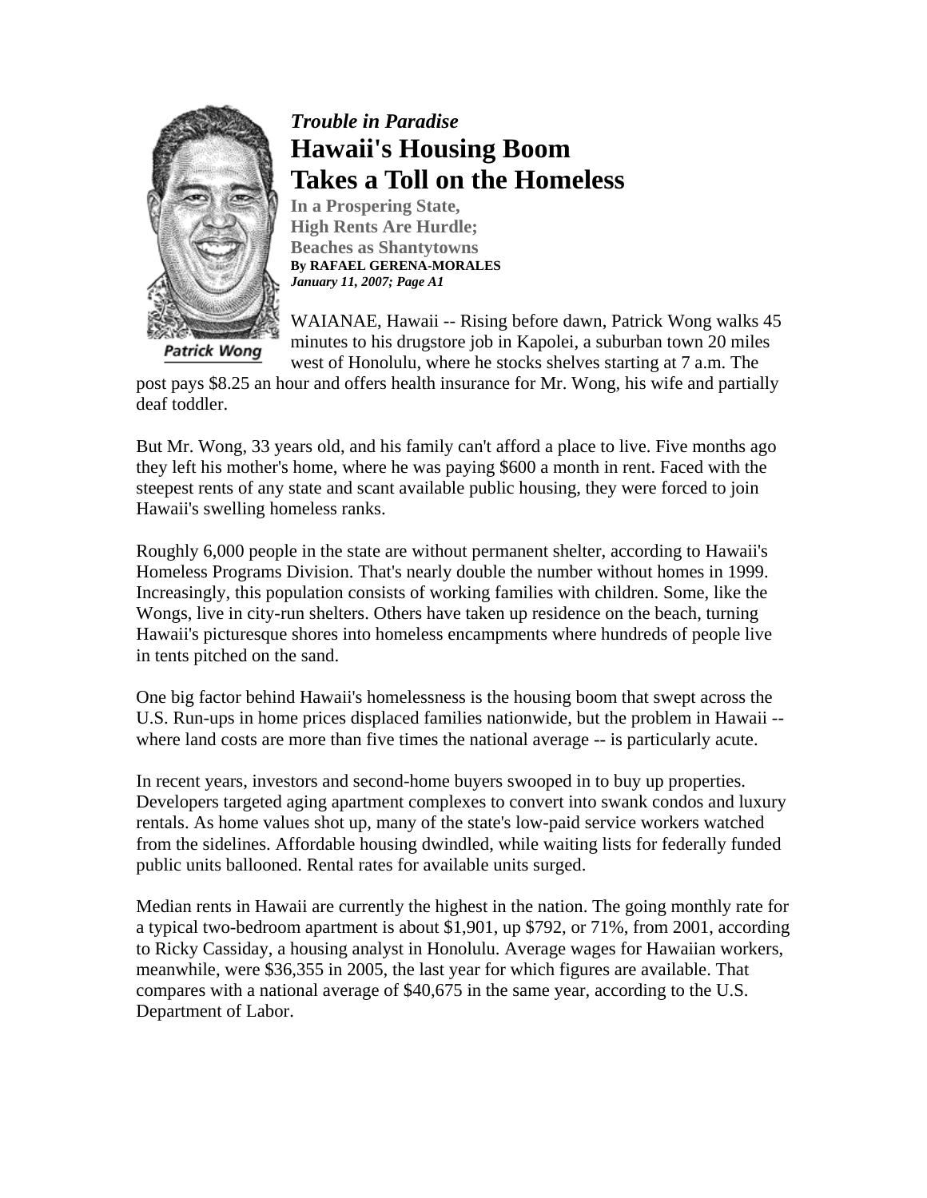*Trouble in Paradise*

# Hawaii's Housing Boom Takes a Toll on the Homeless

**In a Prospering State, High Rents Are Hurdle; Beaches as Shantytowns**

**By RAFAEL GERENA-MORALES**

***January 11, 2007; Page A1***

Patrick Wong

WAIANAE, Hawaii -- Rising before dawn, Patrick Wong walks 45 minutes to his drugstore job in Kapolei, a suburban town 20 miles west of Honolulu, where he stocks shelves starting at 7 a.m. The post pays $8.25 an hour and offers health insurance for Mr. Wong, his wife and partially deaf toddler.

But Mr. Wong, 33 years old, and his family can't afford a place to live. Five months ago they left his mother's home, where he was paying $600 a month in rent. Faced with the steepest rents of any state and scant available public housing, they were forced to join Hawaii's swelling homeless ranks.

Roughly 6,000 people in the state are without permanent shelter, according to Hawaii's Homeless Programs Division. That's nearly double the number without homes in 1999. Increasingly, this population consists of working families with children. Some, like the Wongs, live in city-run shelters. Others have taken up residence on the beach, turning Hawaii's picturesque shores into homeless encampments where hundreds of people live in tents pitched on the sand.

One big factor behind Hawaii's homelessness is the housing boom that swept across the U.S. Run-ups in home prices displaced families nationwide, but the problem in Hawaii -- where land costs are more than five times the national average -- is particularly acute.

In recent years, investors and second-home buyers swooped in to buy up properties. Developers targeted aging apartment complexes to convert into swank condos and luxury rentals. As home values shot up, many of the state's low-paid service workers watched from the sidelines. Affordable housing dwindled, while waiting lists for federally funded public units ballooned. Rental rates for available units surged.

Median rents in Hawaii are currently the highest in the nation. The going monthly rate for a typical two-bedroom apartment is about $1,901, up $792, or 71%, from 2001, according to Ricky Cassiday, a housing analyst in Honolulu. Average wages for Hawaiian workers, meanwhile, were $36,355 in 2005, the last year for which figures are available. That compares with a national average of $40,675 in the same year, according to the U.S. Department of Labor.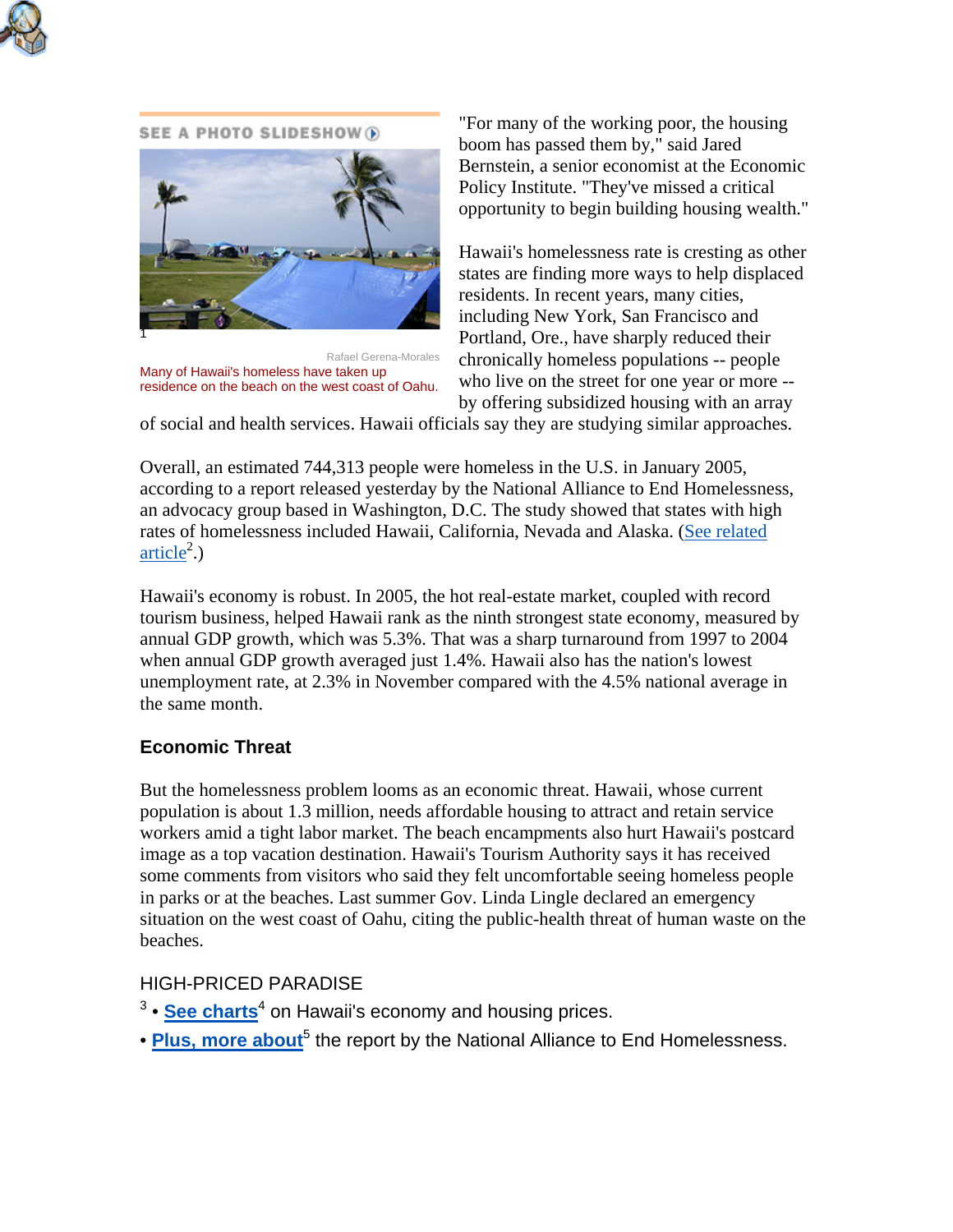SEE A PHOTO SLIDESHOW [1]

Rafael Gerena-Morales

Many of Hawaii's homeless have taken up residence on the beach on the west coast of Oahu.

"For many of the working poor, the housing boom has passed them by," said Jared Bernstein, a senior economist at the Economic Policy Institute. "They've missed a critical opportunity to begin building housing wealth."

Hawaii's homelessness rate is cresting as other states are finding more ways to help displaced residents. In recent years, many cities, including New York, San Francisco and Portland, Ore., have sharply reduced their chronically homeless populations -- people who live on the street for one year or more -- by offering subsidized housing with an array of social and health services. Hawaii officials say they are studying similar approaches.

Overall, an estimated 744,313 people were homeless in the U.S. in January 2005, according to a report released yesterday by the National Alliance to End Homelessness, an advocacy group based in Washington, D.C. The study showed that states with high rates of homelessness included Hawaii, California, Nevada and Alaska. (See related article[2].)

Hawaii's economy is robust. In 2005, the hot real-estate market, coupled with record tourism business, helped Hawaii rank as the ninth strongest state economy, measured by annual GDP growth, which was 5.3%. That was a sharp turnaround from 1997 to 2004 when annual GDP growth averaged just 1.4%. Hawaii also has the nation's lowest unemployment rate, at 2.3% in November compared with the 4.5% national average in the same month.

### Economic Threat

But the homelessness problem looms as an economic threat. Hawaii, whose current population is about 1.3 million, needs affordable housing to attract and retain service workers amid a tight labor market. The beach encampments also hurt Hawaii's postcard image as a top vacation destination. Hawaii's Tourism Authority says it has received some comments from visitors who said they felt uncomfortable seeing homeless people in parks or at the beaches. Last summer Gov. Linda Lingle declared an emergency situation on the west coast of Oahu, citing the public-health threat of human waste on the beaches.

HIGH-PRICED PARADISE

[3] • **See charts**[4] on Hawaii's economy and housing prices.

• **Plus, more about**[5] the report by the National Alliance to End Homelessness.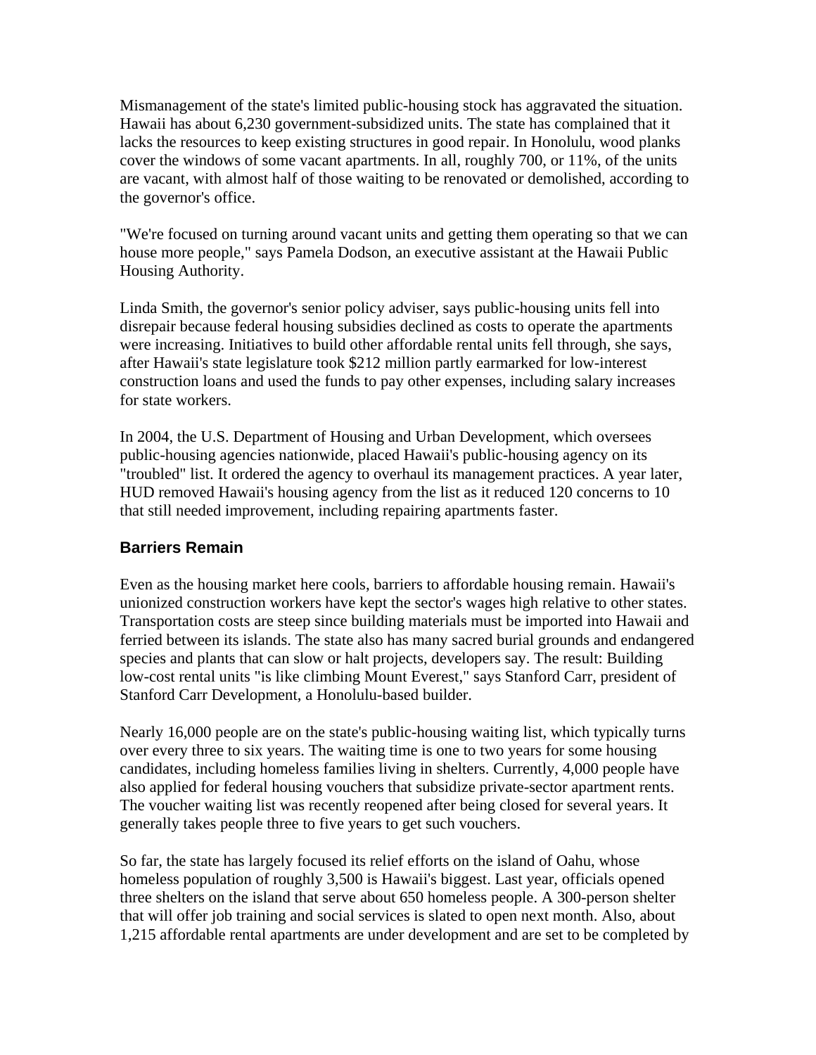Mismanagement of the state's limited public-housing stock has aggravated the situation. Hawaii has about 6,230 government-subsidized units. The state has complained that it lacks the resources to keep existing structures in good repair. In Honolulu, wood planks cover the windows of some vacant apartments. In all, roughly 700, or 11%, of the units are vacant, with almost half of those waiting to be renovated or demolished, according to the governor's office.

"We're focused on turning around vacant units and getting them operating so that we can house more people," says Pamela Dodson, an executive assistant at the Hawaii Public Housing Authority.

Linda Smith, the governor's senior policy adviser, says public-housing units fell into disrepair because federal housing subsidies declined as costs to operate the apartments were increasing. Initiatives to build other affordable rental units fell through, she says, after Hawaii's state legislature took $212 million partly earmarked for low-interest construction loans and used the funds to pay other expenses, including salary increases for state workers.

In 2004, the U.S. Department of Housing and Urban Development, which oversees public-housing agencies nationwide, placed Hawaii's public-housing agency on its "troubled" list. It ordered the agency to overhaul its management practices. A year later, HUD removed Hawaii's housing agency from the list as it reduced 120 concerns to 10 that still needed improvement, including repairing apartments faster.

### Barriers Remain

Even as the housing market here cools, barriers to affordable housing remain. Hawaii's unionized construction workers have kept the sector's wages high relative to other states. Transportation costs are steep since building materials must be imported into Hawaii and ferried between its islands. The state also has many sacred burial grounds and endangered species and plants that can slow or halt projects, developers say. The result: Building low-cost rental units "is like climbing Mount Everest," says Stanford Carr, president of Stanford Carr Development, a Honolulu-based builder.

Nearly 16,000 people are on the state's public-housing waiting list, which typically turns over every three to six years. The waiting time is one to two years for some housing candidates, including homeless families living in shelters. Currently, 4,000 people have also applied for federal housing vouchers that subsidize private-sector apartment rents. The voucher waiting list was recently reopened after being closed for several years. It generally takes people three to five years to get such vouchers.

So far, the state has largely focused its relief efforts on the island of Oahu, whose homeless population of roughly 3,500 is Hawaii's biggest. Last year, officials opened three shelters on the island that serve about 650 homeless people. A 300-person shelter that will offer job training and social services is slated to open next month. Also, about 1,215 affordable rental apartments are under development and are set to be completed by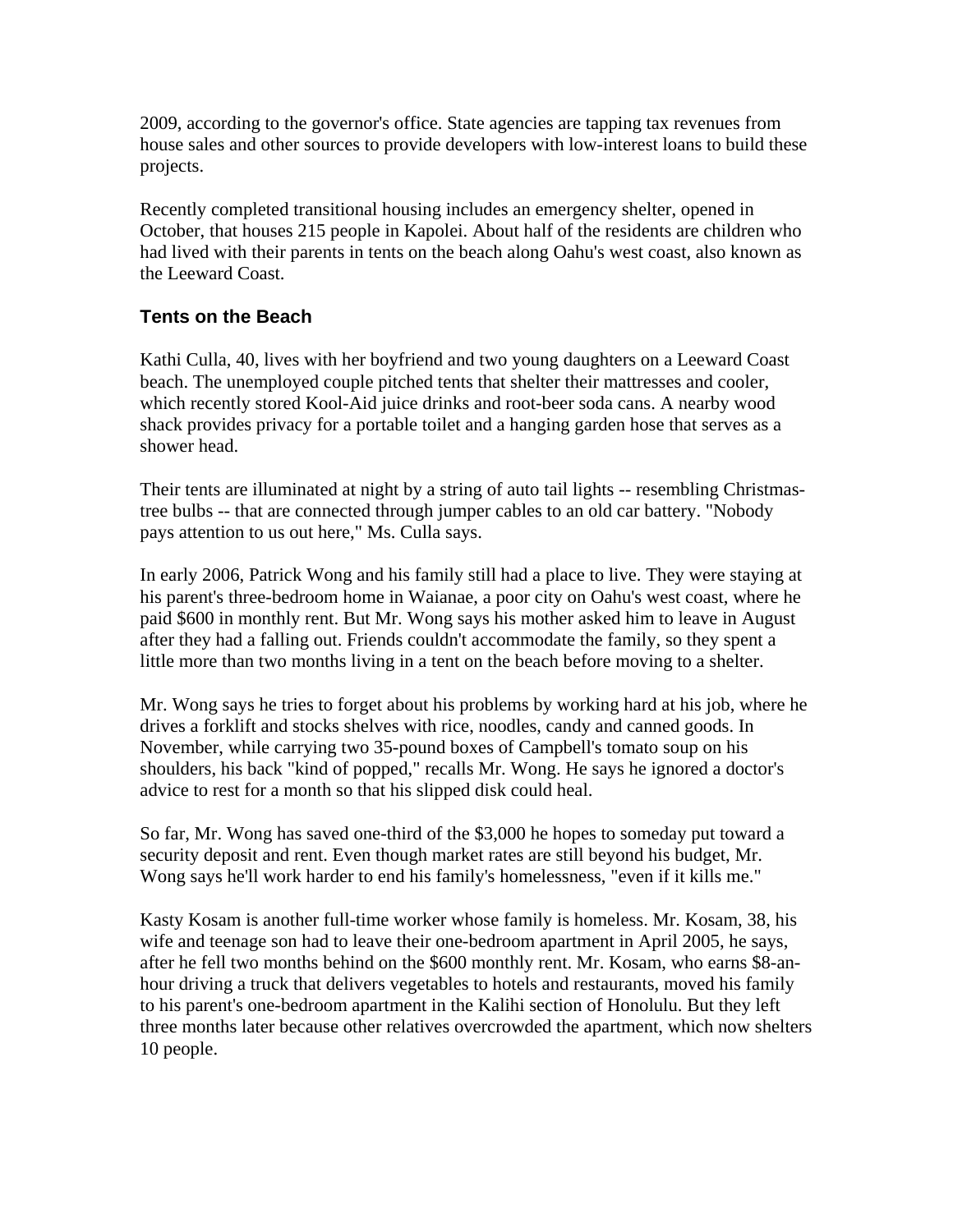2009, according to the governor's office. State agencies are tapping tax revenues from house sales and other sources to provide developers with low-interest loans to build these projects.

Recently completed transitional housing includes an emergency shelter, opened in October, that houses 215 people in Kapolei. About half of the residents are children who had lived with their parents in tents on the beach along Oahu's west coast, also known as the Leeward Coast.

### Tents on the Beach

Kathi Culla, 40, lives with her boyfriend and two young daughters on a Leeward Coast beach. The unemployed couple pitched tents that shelter their mattresses and cooler, which recently stored Kool-Aid juice drinks and root-beer soda cans. A nearby wood shack provides privacy for a portable toilet and a hanging garden hose that serves as a shower head.

Their tents are illuminated at night by a string of auto tail lights -- resembling Christmas-tree bulbs -- that are connected through jumper cables to an old car battery. "Nobody pays attention to us out here," Ms. Culla says.

In early 2006, Patrick Wong and his family still had a place to live. They were staying at his parent's three-bedroom home in Waianae, a poor city on Oahu's west coast, where he paid $600 in monthly rent. But Mr. Wong says his mother asked him to leave in August after they had a falling out. Friends couldn't accommodate the family, so they spent a little more than two months living in a tent on the beach before moving to a shelter.

Mr. Wong says he tries to forget about his problems by working hard at his job, where he drives a forklift and stocks shelves with rice, noodles, candy and canned goods. In November, while carrying two 35-pound boxes of Campbell's tomato soup on his shoulders, his back "kind of popped," recalls Mr. Wong. He says he ignored a doctor's advice to rest for a month so that his slipped disk could heal.

So far, Mr. Wong has saved one-third of the $3,000 he hopes to someday put toward a security deposit and rent. Even though market rates are still beyond his budget, Mr. Wong says he'll work harder to end his family's homelessness, "even if it kills me."

Kasty Kosam is another full-time worker whose family is homeless. Mr. Kosam, 38, his wife and teenage son had to leave their one-bedroom apartment in April 2005, he says, after he fell two months behind on the $600 monthly rent. Mr. Kosam, who earns $8-an-hour driving a truck that delivers vegetables to hotels and restaurants, moved his family to his parent's one-bedroom apartment in the Kalihi section of Honolulu. But they left three months later because other relatives overcrowded the apartment, which now shelters 10 people.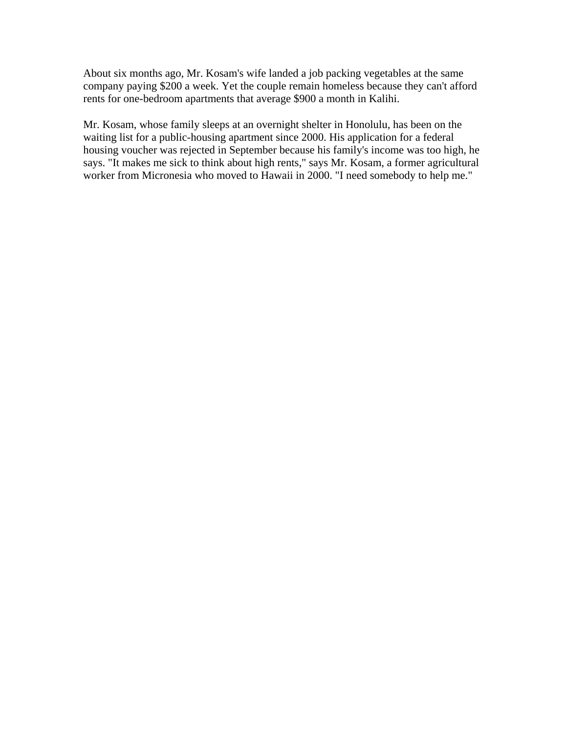About six months ago, Mr. Kosam's wife landed a job packing vegetables at the same company paying $200 a week. Yet the couple remain homeless because they can't afford rents for one-bedroom apartments that average $900 a month in Kalihi.

Mr. Kosam, whose family sleeps at an overnight shelter in Honolulu, has been on the waiting list for a public-housing apartment since 2000. His application for a federal housing voucher was rejected in September because his family's income was too high, he says. "It makes me sick to think about high rents," says Mr. Kosam, a former agricultural worker from Micronesia who moved to Hawaii in 2000. "I need somebody to help me."